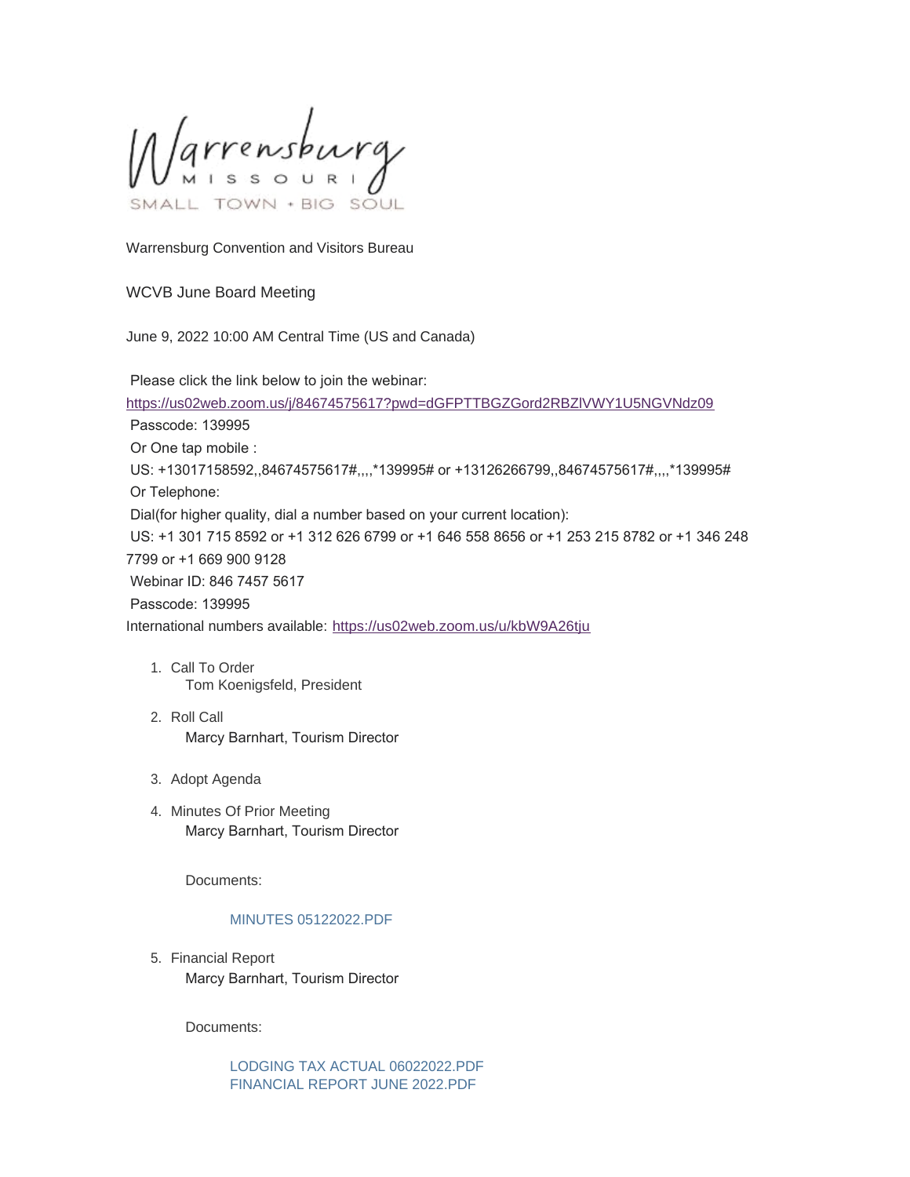Warrensburg
MISSOURI
SMALL TOWN • BIG SOUL

Warrensburg Convention and Visitors Bureau

WCVB June Board Meeting

June 9, 2022 10:00 AM Central Time (US and Canada)

Please click the link below to join the webinar:
https://us02web.zoom.us/j/84674575617?pwd=dGFPTTBGZGord2RBZlVWY1U5NGVNdz09
Passcode: 139995
Or One tap mobile :
US: +13017158592,,84674575617#,,,,*139995# or +13126266799,,84674575617#,,,,*139995#
Or Telephone:
Dial(for higher quality, dial a number based on your current location):
US: +1 301 715 8592 or +1 312 626 6799 or +1 646 558 8656 or +1 253 215 8782 or +1 346 248 7799 or +1 669 900 9128
Webinar ID: 846 7457 5617
Passcode: 139995
International numbers available: https://us02web.zoom.us/u/kbW9A26tju

1. Call To Order
   Tom Koenigsfeld, President

2. Roll Call
   Marcy Barnhart, Tourism Director

3. Adopt Agenda

4. Minutes Of Prior Meeting
   Marcy Barnhart, Tourism Director

   Documents:

   MINUTES 05122022.PDF

5. Financial Report
   Marcy Barnhart, Tourism Director

   Documents:

   LODGING TAX ACTUAL 06022022.PDF
   FINANCIAL REPORT JUNE 2022.PDF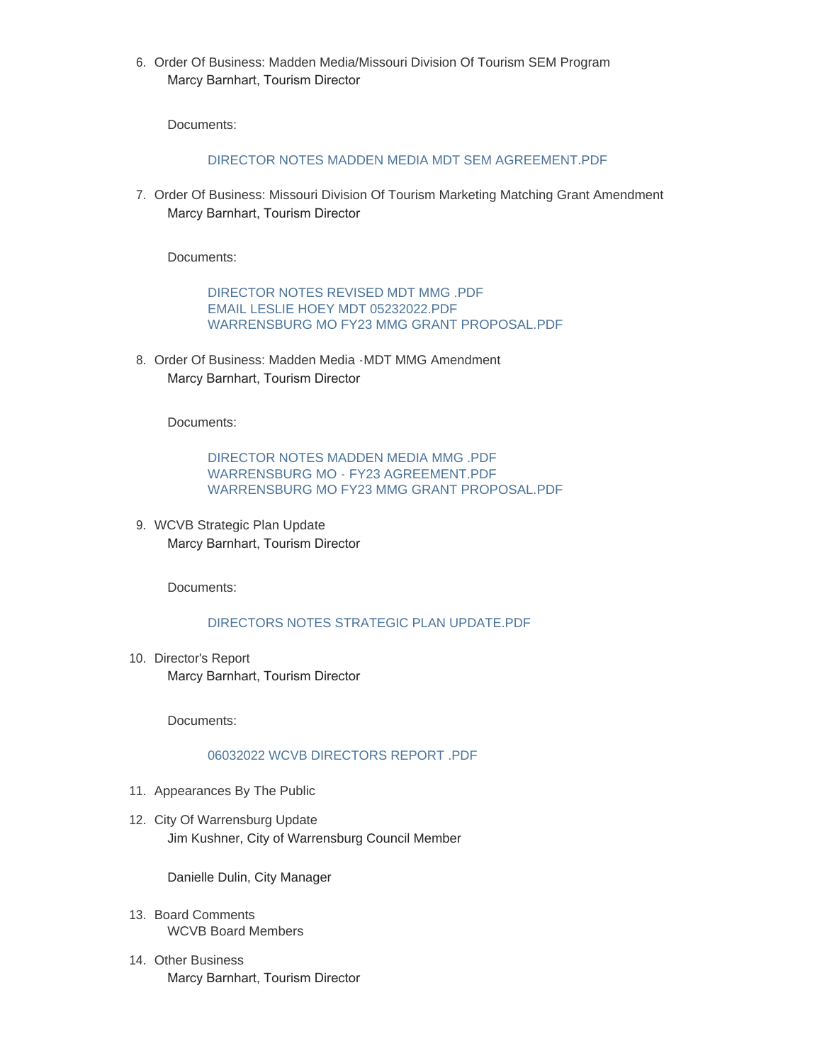6. Order Of Business: Madden Media/Missouri Division Of Tourism SEM Program
   Marcy Barnhart, Tourism Director

   Documents:

   DIRECTOR NOTES MADDEN MEDIA MDT SEM AGREEMENT.PDF

7. Order Of Business: Missouri Division Of Tourism Marketing Matching Grant Amendment
   Marcy Barnhart, Tourism Director

   Documents:

   DIRECTOR NOTES REVISED MDT MMG .PDF
   EMAIL LESLIE HOEY MDT 05232022.PDF
   WARRENSBURG MO FY23 MMG GRANT PROPOSAL.PDF

8. Order Of Business: Madden Media -MDT MMG Amendment
   Marcy Barnhart, Tourism Director

   Documents:

   DIRECTOR NOTES MADDEN MEDIA MMG .PDF
   WARRENSBURG MO - FY23 AGREEMENT.PDF
   WARRENSBURG MO FY23 MMG GRANT PROPOSAL.PDF

9. WCVB Strategic Plan Update
   Marcy Barnhart, Tourism Director

   Documents:

   DIRECTORS NOTES STRATEGIC PLAN UPDATE.PDF

10. Director's Report
    Marcy Barnhart, Tourism Director

    Documents:

    06032022 WCVB DIRECTORS REPORT .PDF

11. Appearances By The Public

12. City Of Warrensburg Update
    Jim Kushner, City of Warrensburg Council Member

    Danielle Dulin, City Manager

13. Board Comments
    WCVB Board Members

14. Other Business
    Marcy Barnhart, Tourism Director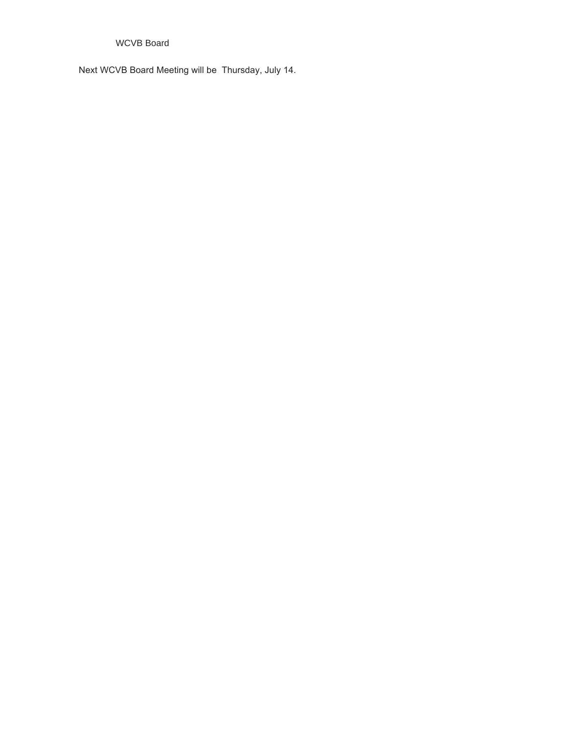WCVB Board

Next WCVB Board Meeting will be Thursday, July 14.